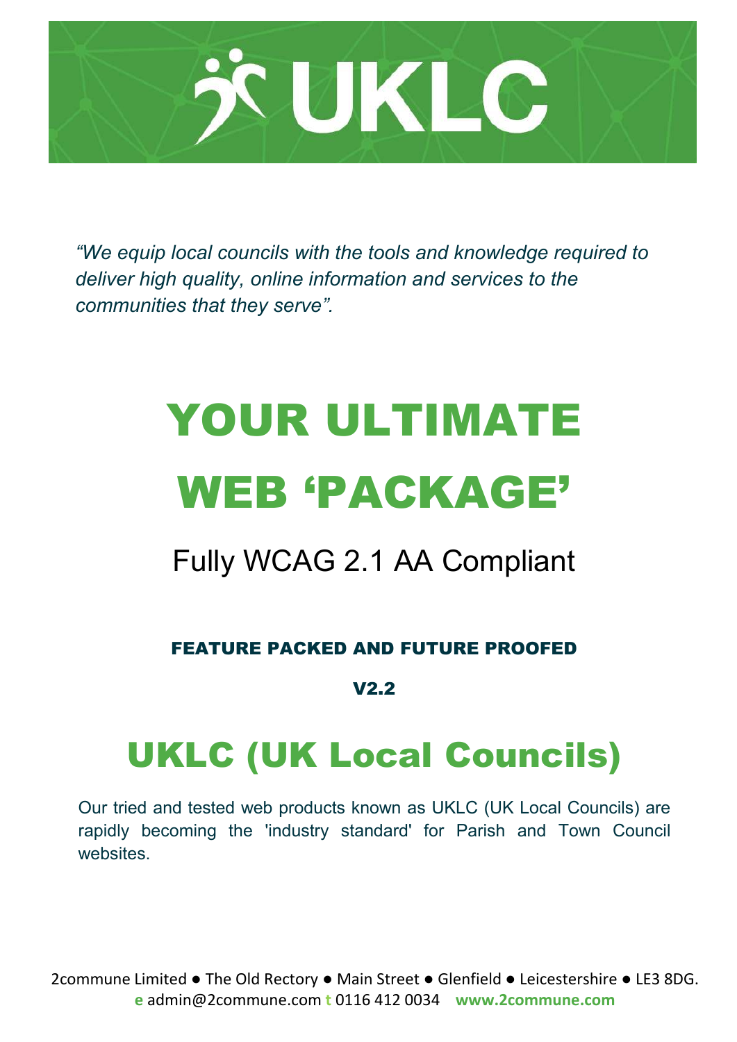# UKLC

*"We equip local councils with the tools and knowledge required to deliver high quality, online information and services to the communities that they serve".*

# YOUR ULTIMATE WEB 'PACKAGE'

## Fully WCAG 2.1 AA Compliant

**FEATURE PACKED AND FUTURE PROOFED**

**V2.2**

# UKLC (UK Local Councils)

Our tried and tested web products known as UKLC (UK Local Councils) are rapidly becoming the 'industry standard' for Parish and Town Council websites.

2commune Limited ● The Old Rectory ● Main Street ● Glenfield ● Leicestershire ● LE3 8DG.
**e** admin@2commune.com **t** 0116 412 0034 **www.2commune.com**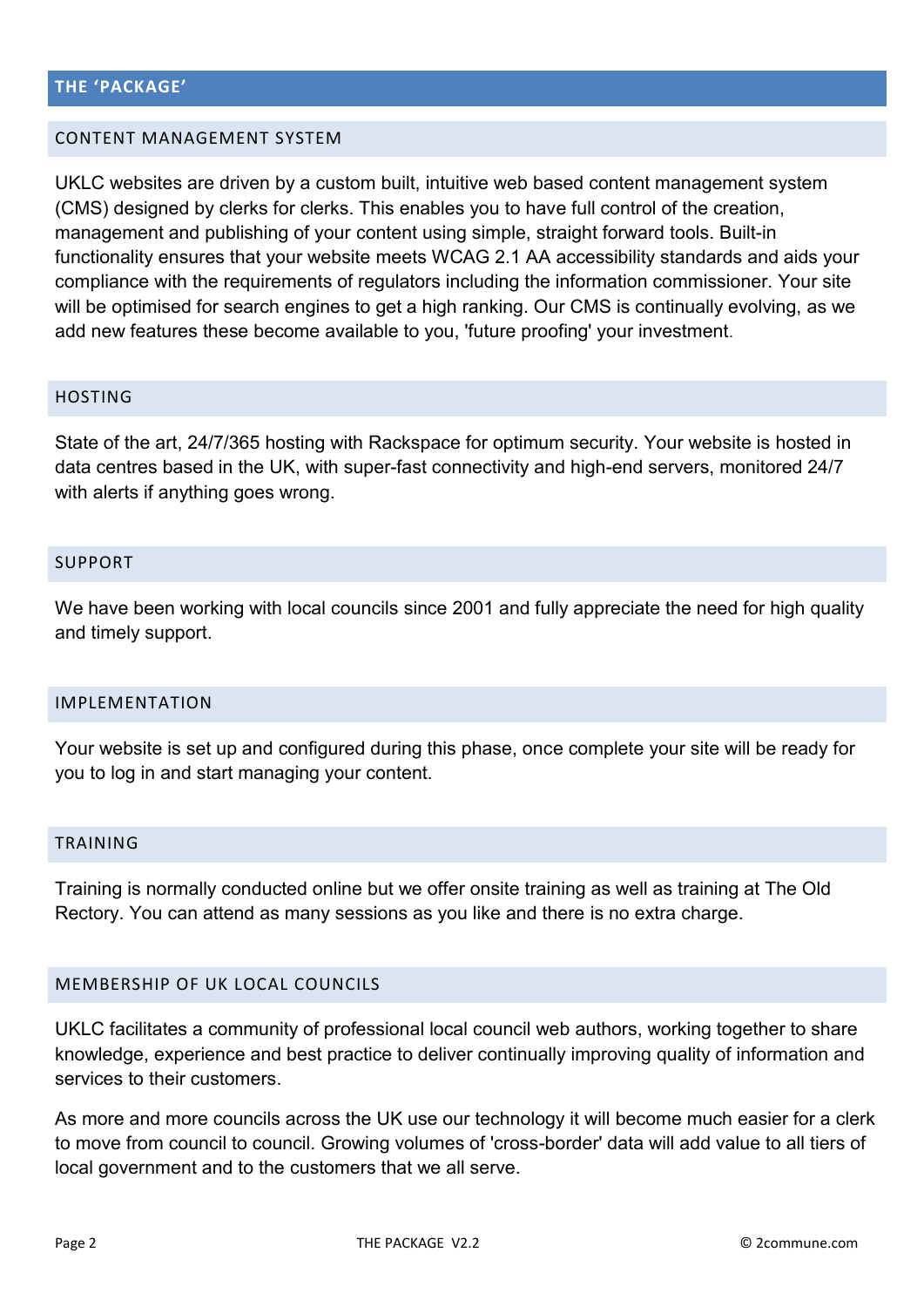# THE 'PACKAGE'

## CONTENT MANAGEMENT SYSTEM

UKLC websites are driven by a custom built, intuitive web based content management system (CMS) designed by clerks for clerks. This enables you to have full control of the creation, management and publishing of your content using simple, straight forward tools. Built-in functionality ensures that your website meets WCAG 2.1 AA accessibility standards and aids your compliance with the requirements of regulators including the information commissioner. Your site will be optimised for search engines to get a high ranking. Our CMS is continually evolving, as we add new features these become available to you, 'future proofing' your investment.

## HOSTING

State of the art, 24/7/365 hosting with Rackspace for optimum security. Your website is hosted in data centres based in the UK, with super-fast connectivity and high-end servers, monitored 24/7 with alerts if anything goes wrong.

## SUPPORT

We have been working with local councils since 2001 and fully appreciate the need for high quality and timely support.

## IMPLEMENTATION

Your website is set up and configured during this phase, once complete your site will be ready for you to log in and start managing your content.

## TRAINING

Training is normally conducted online but we offer onsite training as well as training at The Old Rectory. You can attend as many sessions as you like and there is no extra charge.

## MEMBERSHIP OF UK LOCAL COUNCILS

UKLC facilitates a community of professional local council web authors, working together to share knowledge, experience and best practice to deliver continually improving quality of information and services to their customers.

As more and more councils across the UK use our technology it will become much easier for a clerk to move from council to council. Growing volumes of 'cross-border' data will add value to all tiers of local government and to the customers that we all serve.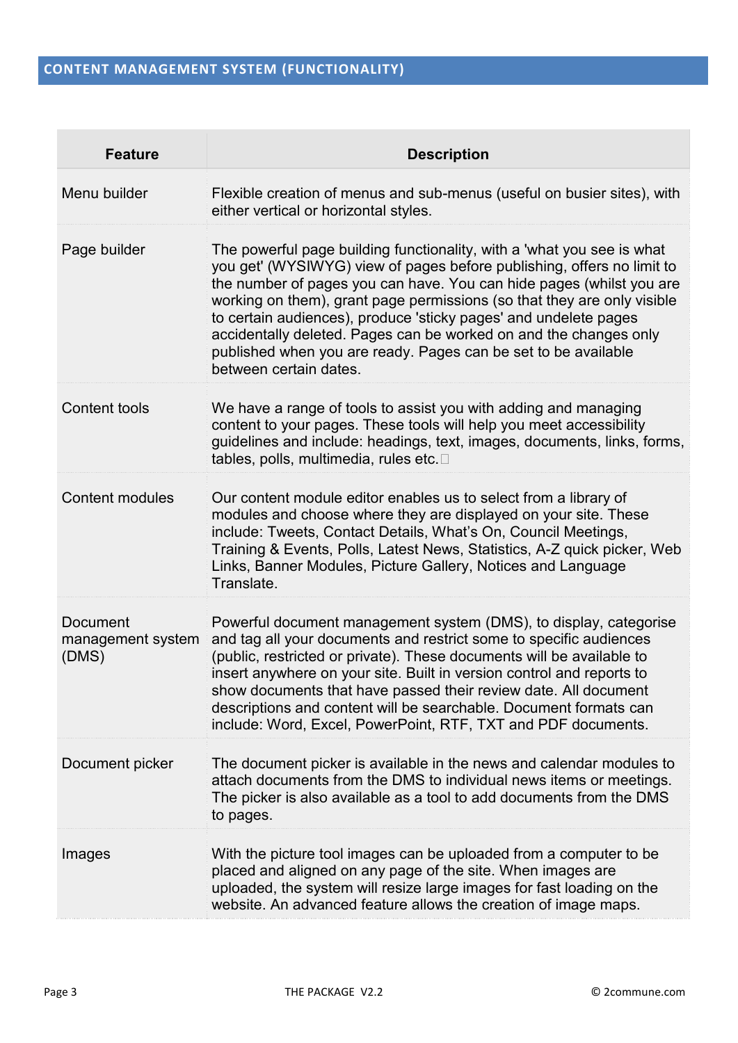## CONTENT MANAGEMENT SYSTEM (FUNCTIONALITY)

| Feature | Description |
|---|---|
| Menu builder | Flexible creation of menus and sub-menus (useful on busier sites), with either vertical or horizontal styles. |
| Page builder | The powerful page building functionality, with a 'what you see is what you get' (WYSIWYG) view of pages before publishing, offers no limit to the number of pages you can have. You can hide pages (whilst you are working on them), grant page permissions (so that they are only visible to certain audiences), produce 'sticky pages' and undelete pages accidentally deleted. Pages can be worked on and the changes only published when you are ready. Pages can be set to be available between certain dates. |
| Content tools | We have a range of tools to assist you with adding and managing content to your pages. These tools will help you meet accessibility guidelines and include: headings, text, images, documents, links, forms, tables, polls, multimedia, rules etc. |
| Content modules | Our content module editor enables us to select from a library of modules and choose where they are displayed on your site. These include: Tweets, Contact Details, What's On, Council Meetings, Training & Events, Polls, Latest News, Statistics, A-Z quick picker, Web Links, Banner Modules, Picture Gallery, Notices and Language Translate. |
| Document management system (DMS) | Powerful document management system (DMS), to display, categorise and tag all your documents and restrict some to specific audiences (public, restricted or private). These documents will be available to insert anywhere on your site. Built in version control and reports to show documents that have passed their review date. All document descriptions and content will be searchable. Document formats can include: Word, Excel, PowerPoint, RTF, TXT and PDF documents. |
| Document picker | The document picker is available in the news and calendar modules to attach documents from the DMS to individual news items or meetings. The picker is also available as a tool to add documents from the DMS to pages. |
| Images | With the picture tool images can be uploaded from a computer to be placed and aligned on any page of the site. When images are uploaded, the system will resize large images for fast loading on the website. An advanced feature allows the creation of image maps. |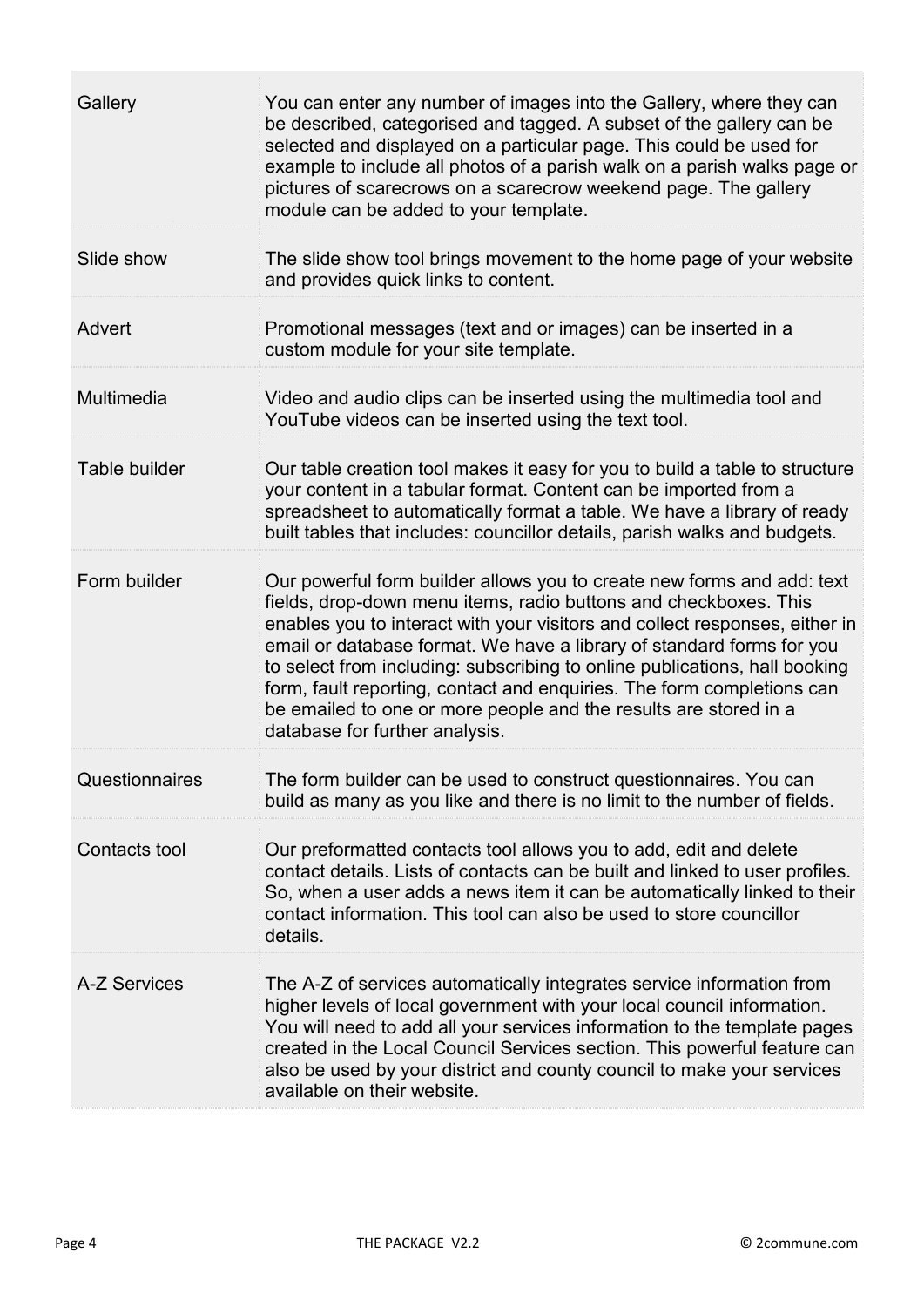| | |
|---|---|
| Gallery | You can enter any number of images into the Gallery, where they can be described, categorised and tagged. A subset of the gallery can be selected and displayed on a particular page. This could be used for example to include all photos of a parish walk on a parish walks page or pictures of scarecrows on a scarecrow weekend page. The gallery module can be added to your template. |
| Slide show | The slide show tool brings movement to the home page of your website and provides quick links to content. |
| Advert | Promotional messages (text and or images) can be inserted in a custom module for your site template. |
| Multimedia | Video and audio clips can be inserted using the multimedia tool and YouTube videos can be inserted using the text tool. |
| Table builder | Our table creation tool makes it easy for you to build a table to structure your content in a tabular format. Content can be imported from a spreadsheet to automatically format a table. We have a library of ready built tables that includes: councillor details, parish walks and budgets. |
| Form builder | Our powerful form builder allows you to create new forms and add: text fields, drop-down menu items, radio buttons and checkboxes. This enables you to interact with your visitors and collect responses, either in email or database format. We have a library of standard forms for you to select from including: subscribing to online publications, hall booking form, fault reporting, contact and enquiries. The form completions can be emailed to one or more people and the results are stored in a database for further analysis. |
| Questionnaires | The form builder can be used to construct questionnaires. You can build as many as you like and there is no limit to the number of fields. |
| Contacts tool | Our preformatted contacts tool allows you to add, edit and delete contact details. Lists of contacts can be built and linked to user profiles. So, when a user adds a news item it can be automatically linked to their contact information. This tool can also be used to store councillor details. |
| A-Z Services | The A-Z of services automatically integrates service information from higher levels of local government with your local council information. You will need to add all your services information to the template pages created in the Local Council Services section. This powerful feature can also be used by your district and county council to make your services available on their website. |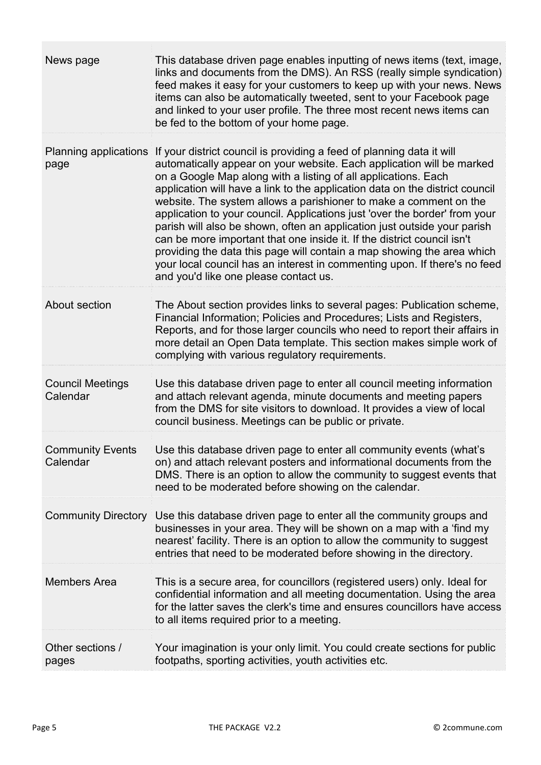| | |
|---|---|
| News page | This database driven page enables inputting of news items (text, image, links and documents from the DMS). An RSS (really simple syndication) feed makes it easy for your customers to keep up with your news. News items can also be automatically tweeted, sent to your Facebook page and linked to your user profile. The three most recent news items can be fed to the bottom of your home page. |
| Planning applications page | If your district council is providing a feed of planning data it will automatically appear on your website. Each application will be marked on a Google Map along with a listing of all applications. Each application will have a link to the application data on the district council website. The system allows a parishioner to make a comment on the application to your council. Applications just 'over the border' from your parish will also be shown, often an application just outside your parish can be more important that one inside it. If the district council isn't providing the data this page will contain a map showing the area which your local council has an interest in commenting upon. If there's no feed and you'd like one please contact us. |
| About section | The About section provides links to several pages: Publication scheme, Financial Information; Policies and Procedures; Lists and Registers, Reports, and for those larger councils who need to report their affairs in more detail an Open Data template. This section makes simple work of complying with various regulatory requirements. |
| Council Meetings Calendar | Use this database driven page to enter all council meeting information and attach relevant agenda, minute documents and meeting papers from the DMS for site visitors to download. It provides a view of local council business. Meetings can be public or private. |
| Community Events Calendar | Use this database driven page to enter all community events (what's on) and attach relevant posters and informational documents from the DMS. There is an option to allow the community to suggest events that need to be moderated before showing on the calendar. |
| Community Directory | Use this database driven page to enter all the community groups and businesses in your area. They will be shown on a map with a 'find my nearest' facility. There is an option to allow the community to suggest entries that need to be moderated before showing in the directory. |
| Members Area | This is a secure area, for councillors (registered users) only. Ideal for confidential information and all meeting documentation. Using the area for the latter saves the clerk's time and ensures councillors have access to all items required prior to a meeting. |
| Other sections / pages | Your imagination is your only limit. You could create sections for public footpaths, sporting activities, youth activities etc. |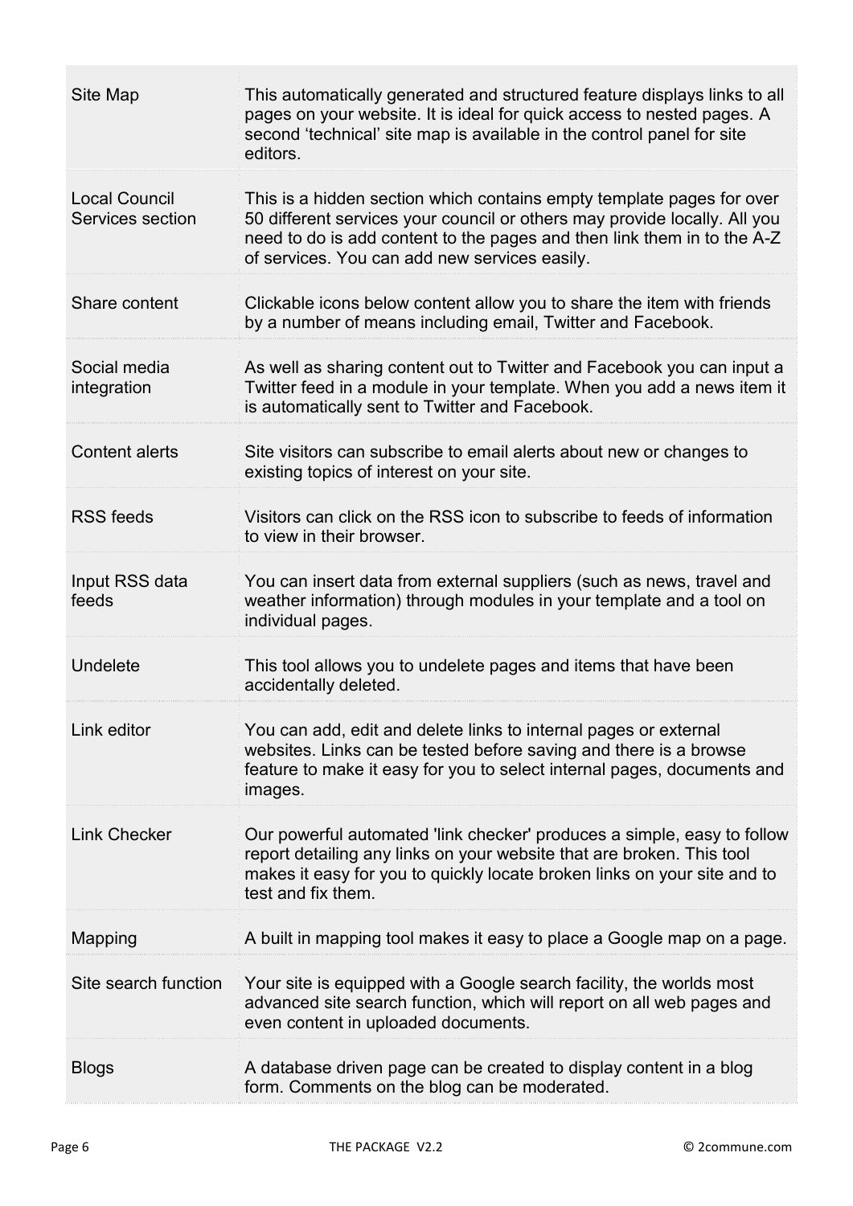| | |
|---|---|
| Site Map | This automatically generated and structured feature displays links to all pages on your website. It is ideal for quick access to nested pages. A second 'technical' site map is available in the control panel for site editors. |
| Local Council Services section | This is a hidden section which contains empty template pages for over 50 different services your council or others may provide locally. All you need to do is add content to the pages and then link them in to the A-Z of services. You can add new services easily. |
| Share content | Clickable icons below content allow you to share the item with friends by a number of means including email, Twitter and Facebook. |
| Social media integration | As well as sharing content out to Twitter and Facebook you can input a Twitter feed in a module in your template. When you add a news item it is automatically sent to Twitter and Facebook. |
| Content alerts | Site visitors can subscribe to email alerts about new or changes to existing topics of interest on your site. |
| RSS feeds | Visitors can click on the RSS icon to subscribe to feeds of information to view in their browser. |
| Input RSS data feeds | You can insert data from external suppliers (such as news, travel and weather information) through modules in your template and a tool on individual pages. |
| Undelete | This tool allows you to undelete pages and items that have been accidentally deleted. |
| Link editor | You can add, edit and delete links to internal pages or external websites. Links can be tested before saving and there is a browse feature to make it easy for you to select internal pages, documents and images. |
| Link Checker | Our powerful automated 'link checker' produces a simple, easy to follow report detailing any links on your website that are broken. This tool makes it easy for you to quickly locate broken links on your site and to test and fix them. |
| Mapping | A built in mapping tool makes it easy to place a Google map on a page. |
| Site search function | Your site is equipped with a Google search facility, the worlds most advanced site search function, which will report on all web pages and even content in uploaded documents. |
| Blogs | A database driven page can be created to display content in a blog form. Comments on the blog can be moderated. |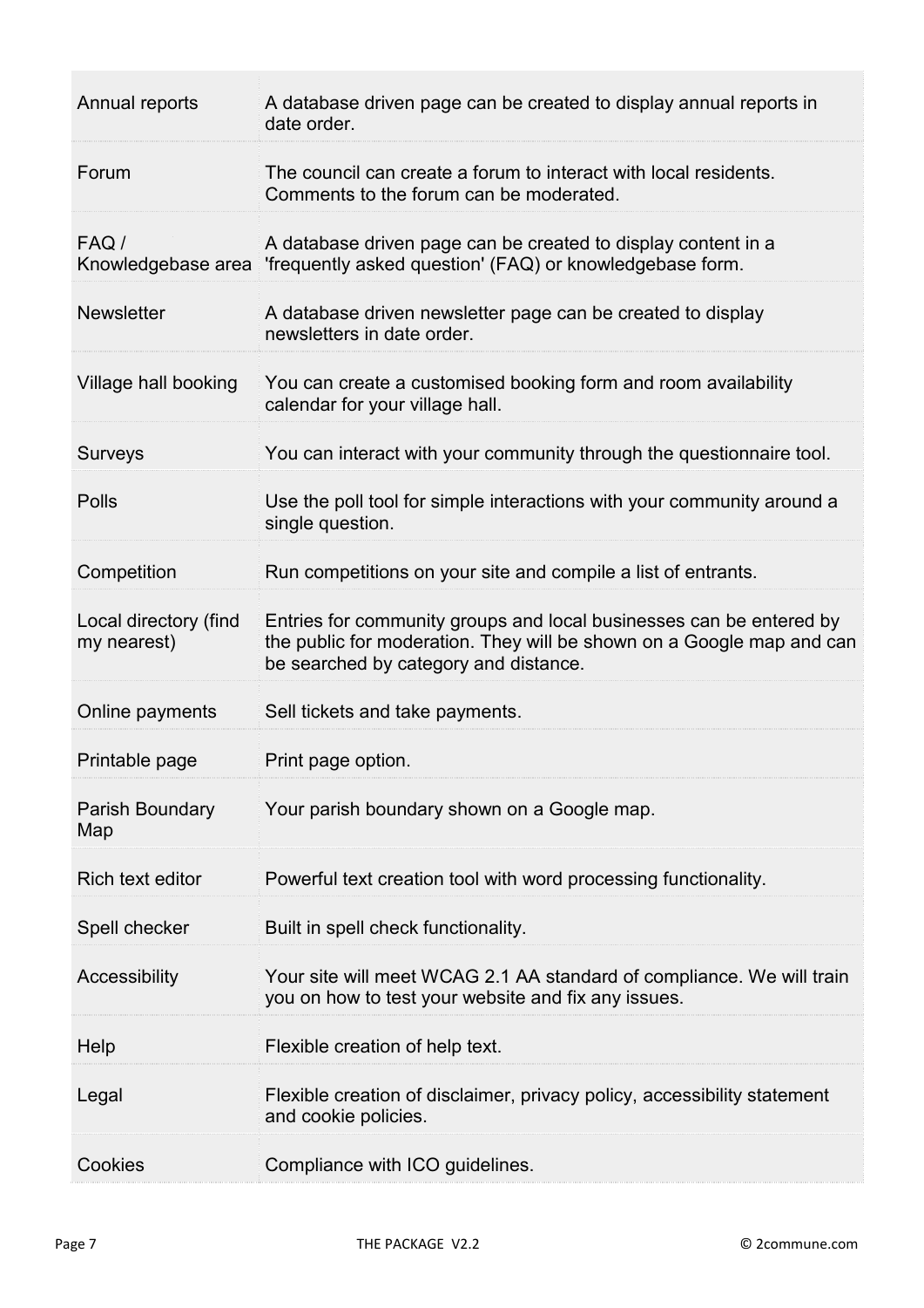| | |
|---|---|
| Annual reports | A database driven page can be created to display annual reports in date order. |
| Forum | The council can create a forum to interact with local residents. Comments to the forum can be moderated. |
| FAQ / Knowledgebase area | A database driven page can be created to display content in a 'frequently asked question' (FAQ) or knowledgebase form. |
| Newsletter | A database driven newsletter page can be created to display newsletters in date order. |
| Village hall booking | You can create a customised booking form and room availability calendar for your village hall. |
| Surveys | You can interact with your community through the questionnaire tool. |
| Polls | Use the poll tool for simple interactions with your community around a single question. |
| Competition | Run competitions on your site and compile a list of entrants. |
| Local directory (find my nearest) | Entries for community groups and local businesses can be entered by the public for moderation. They will be shown on a Google map and can be searched by category and distance. |
| Online payments | Sell tickets and take payments. |
| Printable page | Print page option. |
| Parish Boundary Map | Your parish boundary shown on a Google map. |
| Rich text editor | Powerful text creation tool with word processing functionality. |
| Spell checker | Built in spell check functionality. |
| Accessibility | Your site will meet WCAG 2.1 AA standard of compliance. We will train you on how to test your website and fix any issues. |
| Help | Flexible creation of help text. |
| Legal | Flexible creation of disclaimer, privacy policy, accessibility statement and cookie policies. |
| Cookies | Compliance with ICO guidelines. |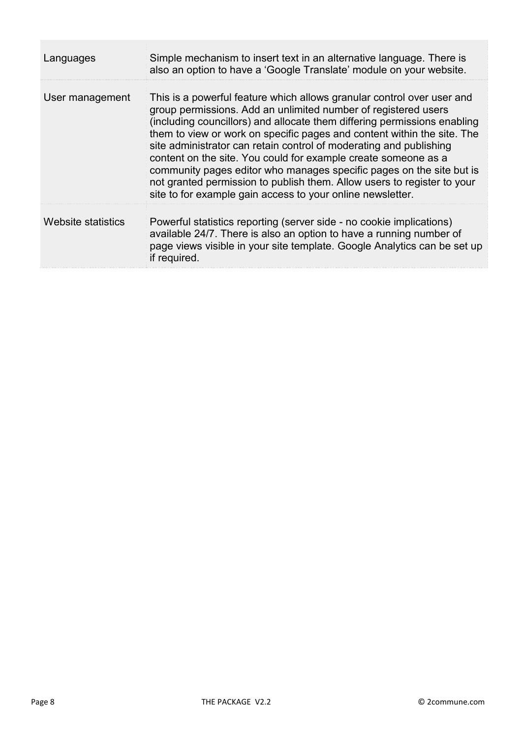| | |
|---|---|
| Languages | Simple mechanism to insert text in an alternative language. There is also an option to have a ‘Google Translate’ module on your website. |
| User management | This is a powerful feature which allows granular control over user and group permissions. Add an unlimited number of registered users (including councillors) and allocate them differing permissions enabling them to view or work on specific pages and content within the site. The site administrator can retain control of moderating and publishing content on the site. You could for example create someone as a community pages editor who manages specific pages on the site but is not granted permission to publish them. Allow users to register to your site to for example gain access to your online newsletter. |
| Website statistics | Powerful statistics reporting (server side - no cookie implications) available 24/7. There is also an option to have a running number of page views visible in your site template. Google Analytics can be set up if required. |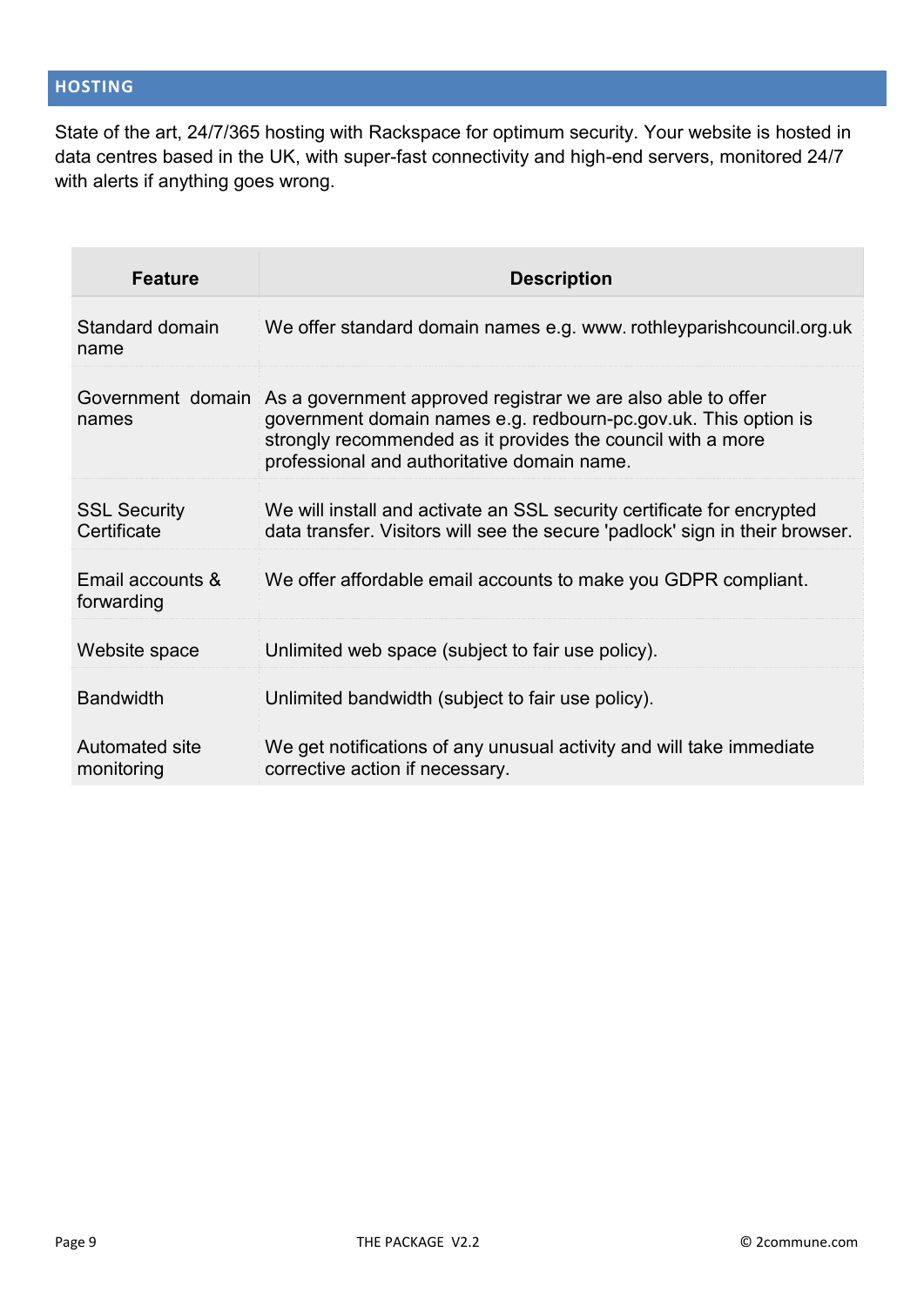## HOSTING

State of the art, 24/7/365 hosting with Rackspace for optimum security. Your website is hosted in data centres based in the UK, with super-fast connectivity and high-end servers, monitored 24/7 with alerts if anything goes wrong.

| Feature | Description |
|---|---|
| Standard domain name | We offer standard domain names e.g. www. rothleyparishcouncil.org.uk |
| Government domain names | As a government approved registrar we are also able to offer government domain names e.g. redbourn-pc.gov.uk. This option is strongly recommended as it provides the council with a more professional and authoritative domain name. |
| SSL Security Certificate | We will install and activate an SSL security certificate for encrypted data transfer. Visitors will see the secure 'padlock' sign in their browser. |
| Email accounts & forwarding | We offer affordable email accounts to make you GDPR compliant. |
| Website space | Unlimited web space (subject to fair use policy). |
| Bandwidth | Unlimited bandwidth (subject to fair use policy). |
| Automated site monitoring | We get notifications of any unusual activity and will take immediate corrective action if necessary. |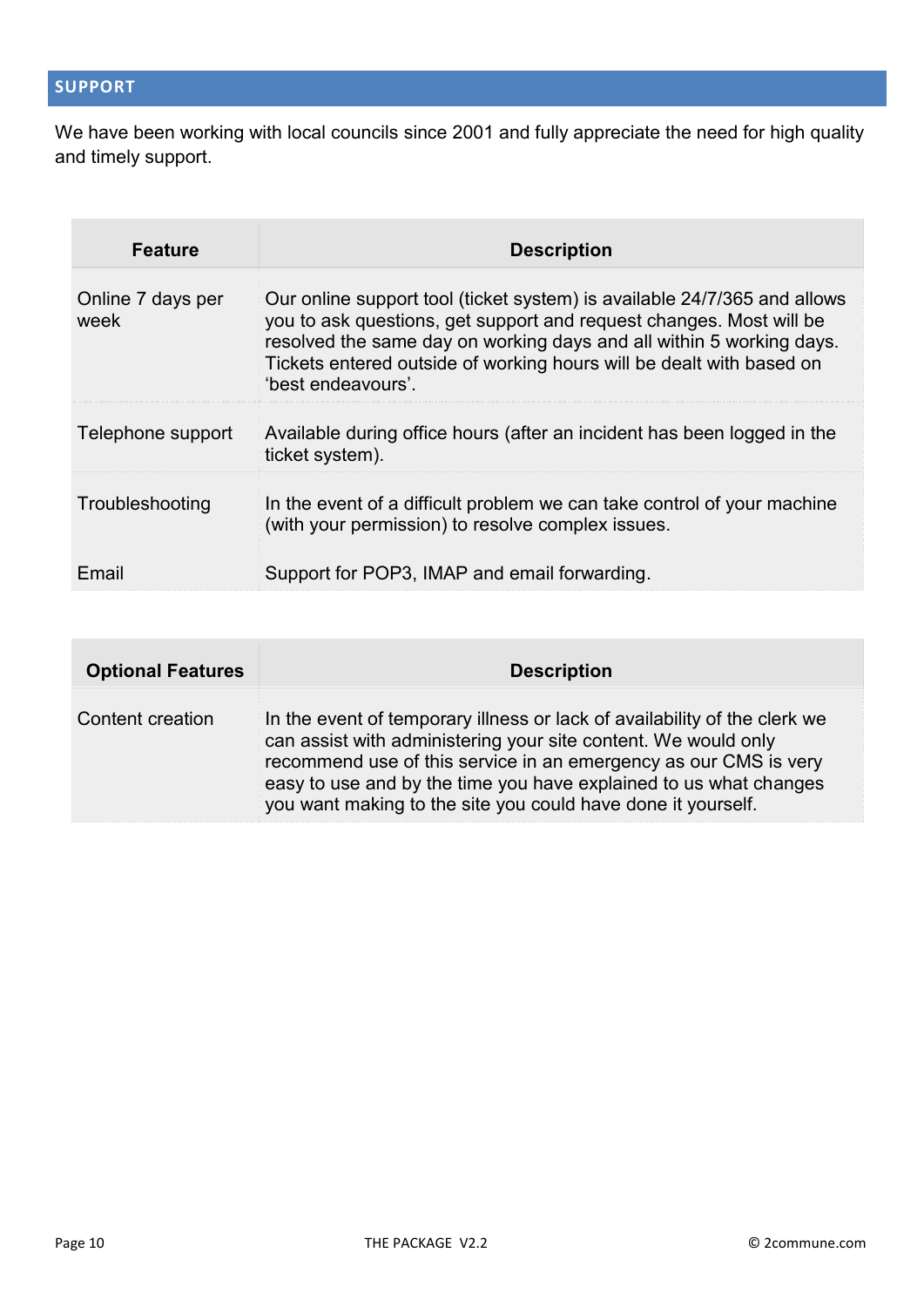## SUPPORT

We have been working with local councils since 2001 and fully appreciate the need for high quality and timely support.

| Feature | Description |
|---|---|
| Online 7 days per week | Our online support tool (ticket system) is available 24/7/365 and allows you to ask questions, get support and request changes. Most will be resolved the same day on working days and all within 5 working days. Tickets entered outside of working hours will be dealt with based on 'best endeavours'. |
| Telephone support | Available during office hours (after an incident has been logged in the ticket system). |
| Troubleshooting | In the event of a difficult problem we can take control of your machine (with your permission) to resolve complex issues. |
| Email | Support for POP3, IMAP and email forwarding. |

| Optional Features | Description |
|---|---|
| Content creation | In the event of temporary illness or lack of availability of the clerk we can assist with administering your site content. We would only recommend use of this service in an emergency as our CMS is very easy to use and by the time you have explained to us what changes you want making to the site you could have done it yourself. |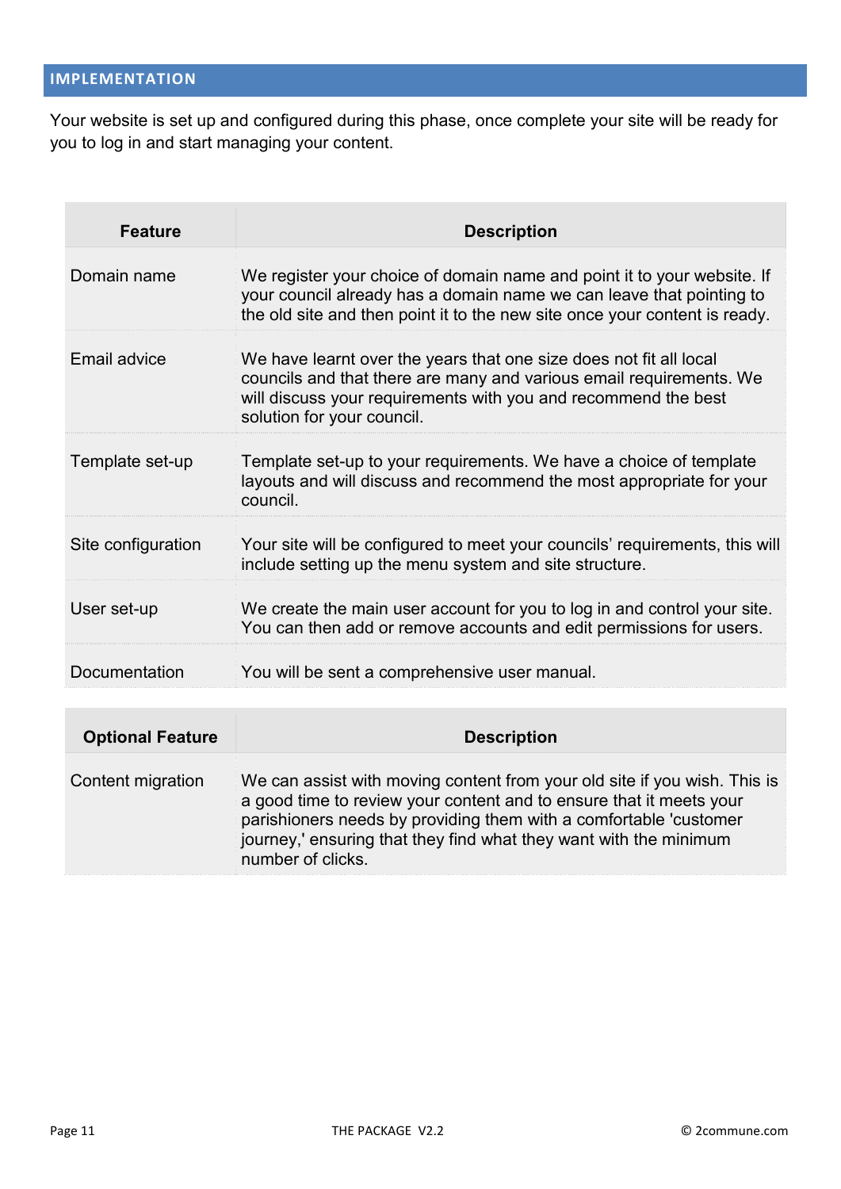## IMPLEMENTATION

Your website is set up and configured during this phase, once complete your site will be ready for you to log in and start managing your content.

| Feature | Description |
|---|---|
| Domain name | We register your choice of domain name and point it to your website. If your council already has a domain name we can leave that pointing to the old site and then point it to the new site once your content is ready. |
| Email advice | We have learnt over the years that one size does not fit all local councils and that there are many and various email requirements. We will discuss your requirements with you and recommend the best solution for your council. |
| Template set-up | Template set-up to your requirements. We have a choice of template layouts and will discuss and recommend the most appropriate for your council. |
| Site configuration | Your site will be configured to meet your councils' requirements, this will include setting up the menu system and site structure. |
| User set-up | We create the main user account for you to log in and control your site. You can then add or remove accounts and edit permissions for users. |
| Documentation | You will be sent a comprehensive user manual. |

| Optional Feature | Description |
|---|---|
| Content migration | We can assist with moving content from your old site if you wish. This is a good time to review your content and to ensure that it meets your parishioners needs by providing them with a comfortable 'customer journey,' ensuring that they find what they want with the minimum number of clicks. |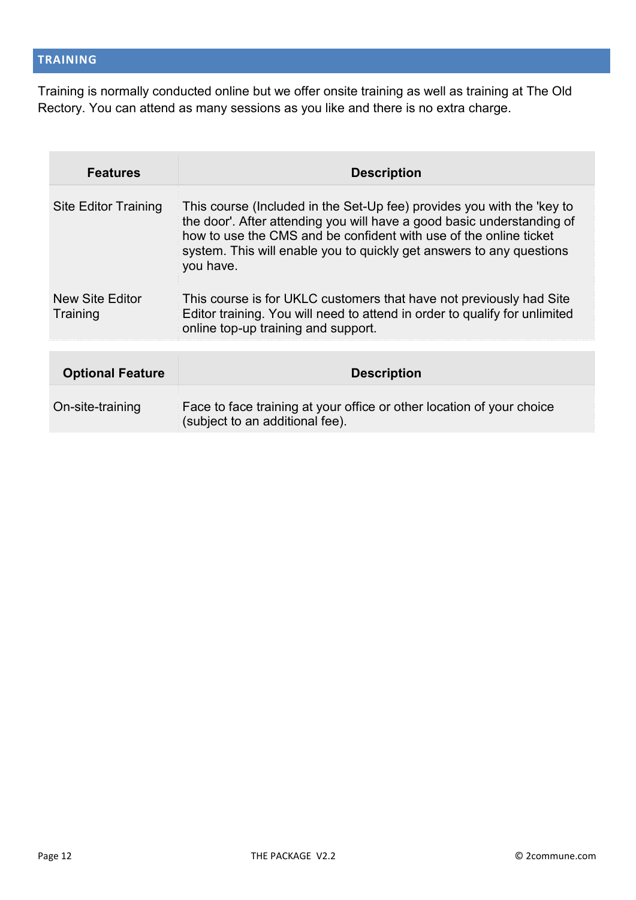## TRAINING

Training is normally conducted online but we offer onsite training as well as training at The Old Rectory. You can attend as many sessions as you like and there is no extra charge.

| Features | Description |
| --- | --- |
| Site Editor Training | This course (Included in the Set-Up fee) provides you with the 'key to the door'. After attending you will have a good basic understanding of how to use the CMS and be confident with use of the online ticket system. This will enable you to quickly get answers to any questions you have. |
| New Site Editor Training | This course is for UKLC customers that have not previously had Site Editor training. You will need to attend in order to qualify for unlimited online top-up training and support. |

| Optional Feature | Description |
| --- | --- |
| On-site-training | Face to face training at your office or other location of your choice (subject to an additional fee). |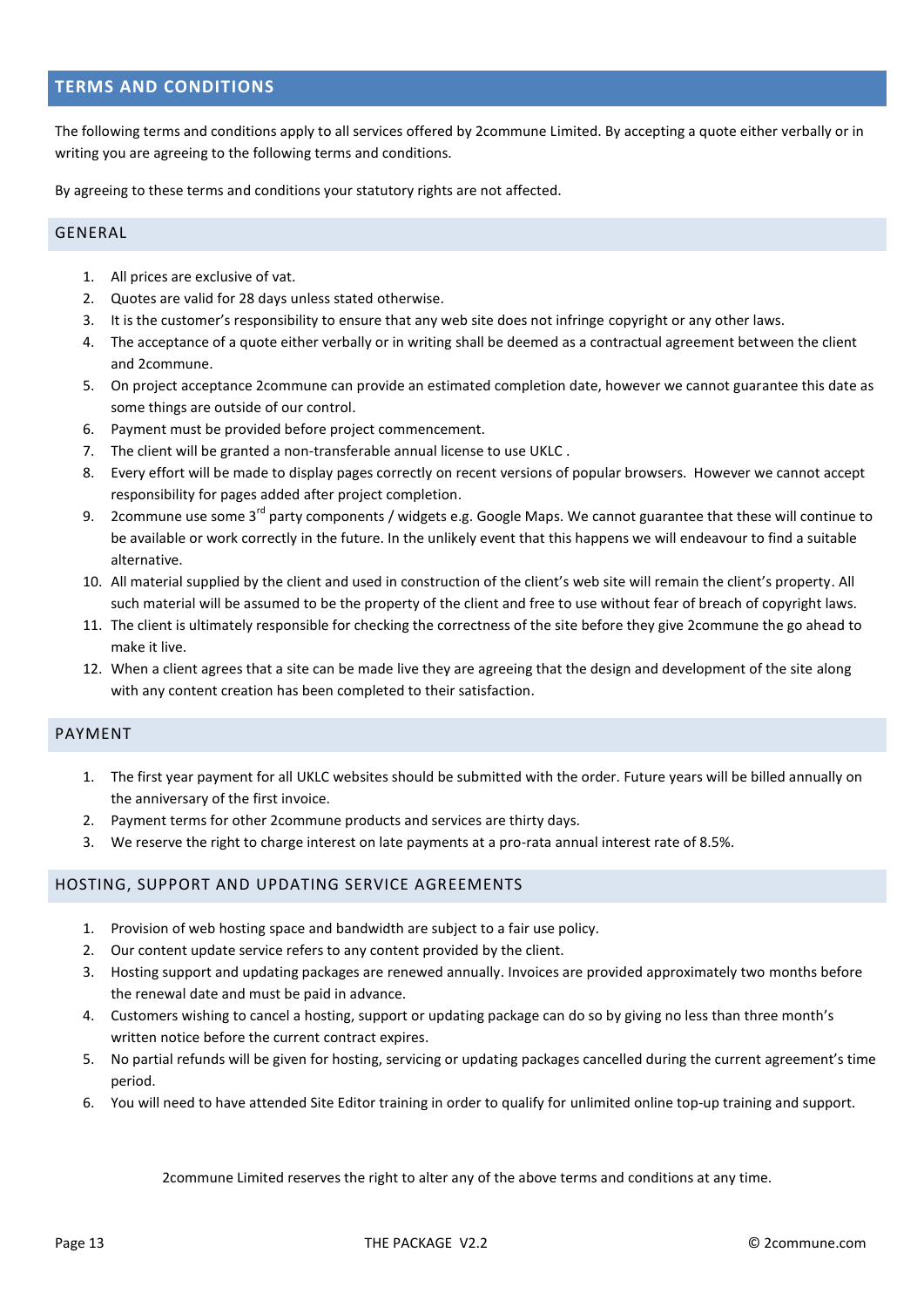## TERMS AND CONDITIONS

The following terms and conditions apply to all services offered by 2commune Limited. By accepting a quote either verbally or in writing you are agreeing to the following terms and conditions.

By agreeing to these terms and conditions your statutory rights are not affected.

### GENERAL

1. All prices are exclusive of vat.
2. Quotes are valid for 28 days unless stated otherwise.
3. It is the customer's responsibility to ensure that any web site does not infringe copyright or any other laws.
4. The acceptance of a quote either verbally or in writing shall be deemed as a contractual agreement between the client and 2commune.
5. On project acceptance 2commune can provide an estimated completion date, however we cannot guarantee this date as some things are outside of our control.
6. Payment must be provided before project commencement.
7. The client will be granted a non-transferable annual license to use UKLC .
8. Every effort will be made to display pages correctly on recent versions of popular browsers. However we cannot accept responsibility for pages added after project completion.
9. 2commune use some 3rd party components / widgets e.g. Google Maps. We cannot guarantee that these will continue to be available or work correctly in the future. In the unlikely event that this happens we will endeavour to find a suitable alternative.
10. All material supplied by the client and used in construction of the client's web site will remain the client's property. All such material will be assumed to be the property of the client and free to use without fear of breach of copyright laws.
11. The client is ultimately responsible for checking the correctness of the site before they give 2commune the go ahead to make it live.
12. When a client agrees that a site can be made live they are agreeing that the design and development of the site along with any content creation has been completed to their satisfaction.

### PAYMENT

1. The first year payment for all UKLC websites should be submitted with the order. Future years will be billed annually on the anniversary of the first invoice.
2. Payment terms for other 2commune products and services are thirty days.
3. We reserve the right to charge interest on late payments at a pro-rata annual interest rate of 8.5%.

### HOSTING, SUPPORT AND UPDATING SERVICE AGREEMENTS

1. Provision of web hosting space and bandwidth are subject to a fair use policy.
2. Our content update service refers to any content provided by the client.
3. Hosting support and updating packages are renewed annually. Invoices are provided approximately two months before the renewal date and must be paid in advance.
4. Customers wishing to cancel a hosting, support or updating package can do so by giving no less than three month's written notice before the current contract expires.
5. No partial refunds will be given for hosting, servicing or updating packages cancelled during the current agreement's time period.
6. You will need to have attended Site Editor training in order to qualify for unlimited online top-up training and support.

2commune Limited reserves the right to alter any of the above terms and conditions at any time.